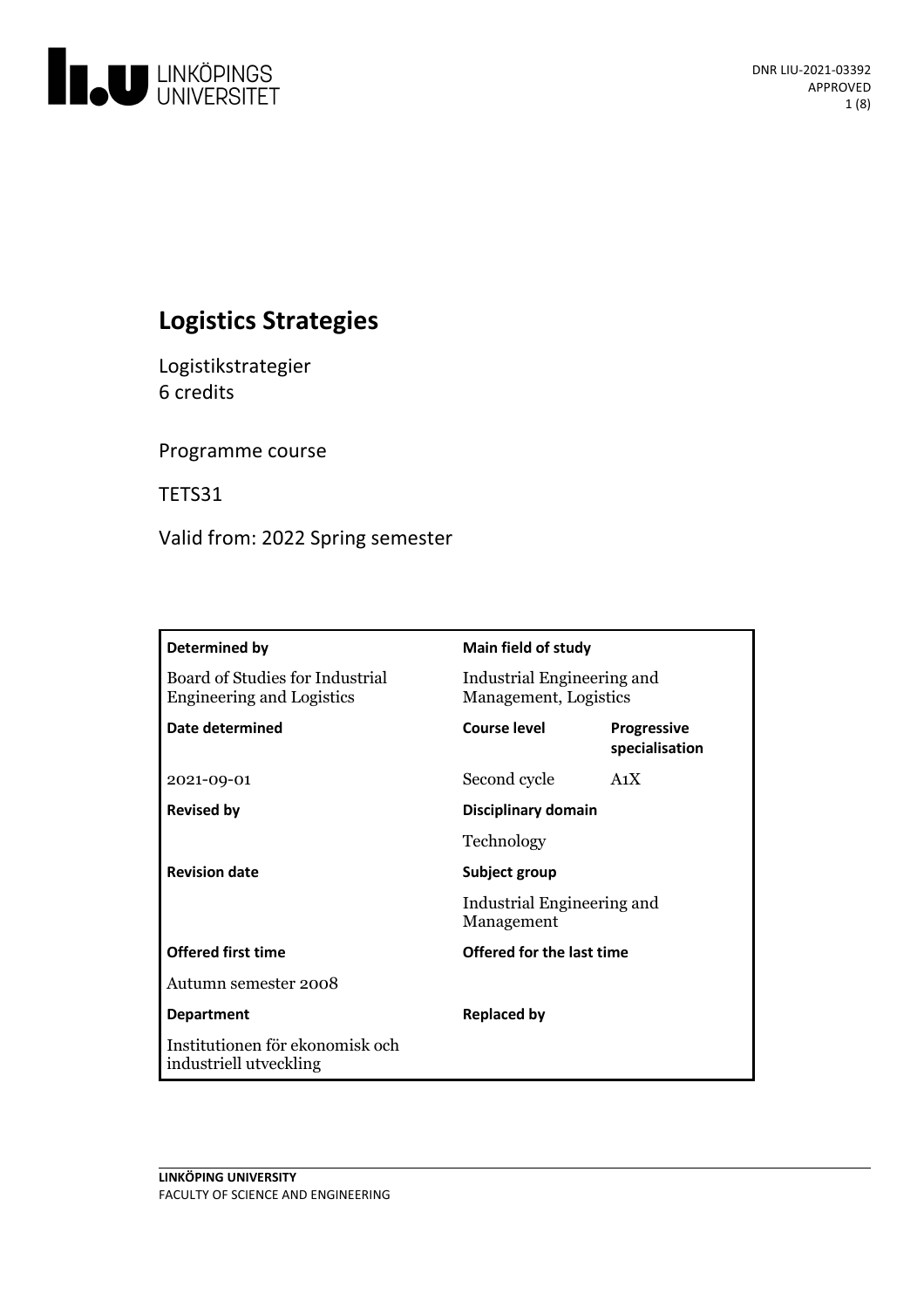# Logistics Strategies

Logistikstrategier
6 credits

Programme course

TETS31

Valid from: 2022 Spring semester

| Determined by | Main field of study | |
|---|---|---|
| Board of Studies for Industrial Engineering and Logistics | Industrial Engineering and Management, Logistics | |
| **Date determined** | **Course level** | **Progressive specialisation** |
| 2021-09-01 | Second cycle | A1X |
| **Revised by** | **Disciplinary domain** | |
| | Technology | |
| **Revision date** | **Subject group** | |
| | Industrial Engineering and Management | |
| **Offered first time** | **Offered for the last time** | |
| Autumn semester 2008 | | |
| **Department** | **Replaced by** | |
| Institutionen för ekonomisk och industriell utveckling | | |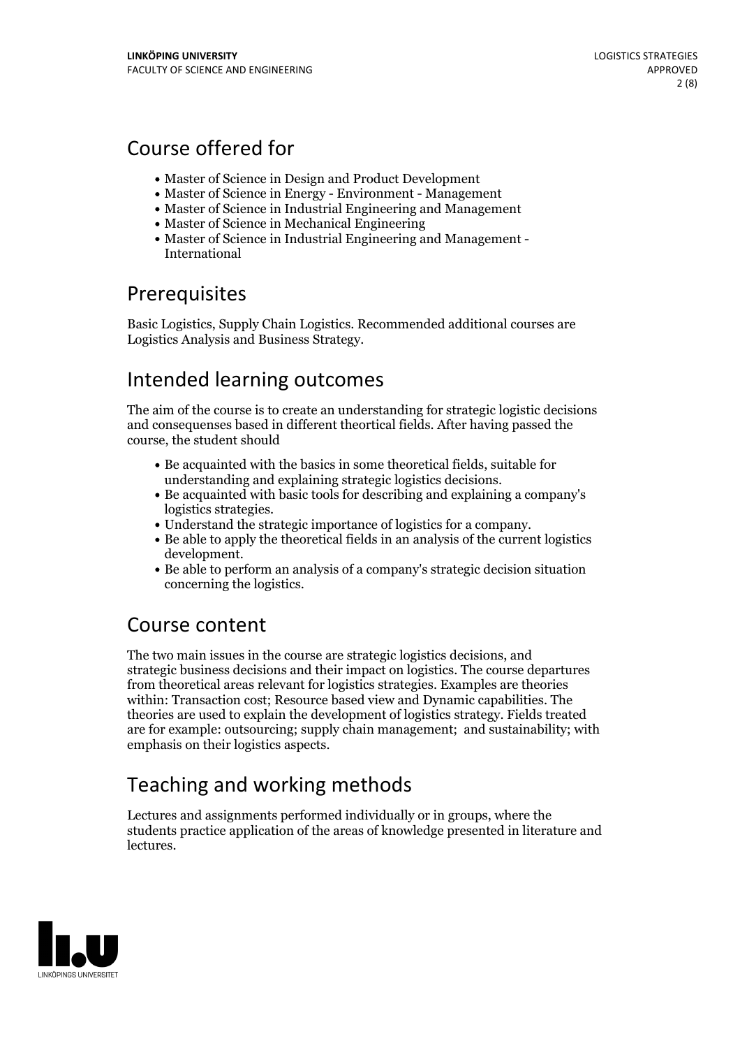## Course offered for

- Master of Science in Design and Product Development
- Master of Science in Energy - Environment - Management
- Master of Science in Industrial Engineering and Management
- Master of Science in Mechanical Engineering
- Master of Science in Industrial Engineering and Management - International

## Prerequisites

Basic Logistics, Supply Chain Logistics. Recommended additional courses are Logistics Analysis and Business Strategy.

## Intended learning outcomes

The aim of the course is to create an understanding for strategic logistic decisions and consequenses based in different theortical fields. After having passed the course, the student should

- Be acquainted with the basics in some theoretical fields, suitable for understanding and explaining strategic logistics decisions.
- Be acquainted with basic tools for describing and explaining a company's logistics strategies.
- Understand the strategic importance of logistics for a company.
- Be able to apply the theoretical fields in an analysis of the current logistics development.
- Be able to perform an analysis of a company's strategic decision situation concerning the logistics.

## Course content

The two main issues in the course are strategic logistics decisions, and strategic business decisions and their impact on logistics. The course departures from theoretical areas relevant for logistics strategies. Examples are theories within: Transaction cost; Resource based view and Dynamic capabilities. The theories are used to explain the development of logistics strategy. Fields treated are for example: outsourcing; supply chain management; and sustainability; with emphasis on their logistics aspects.

## Teaching and working methods

Lectures and assignments performed individually or in groups, where the students practice application of the areas of knowledge presented in literature and lectures.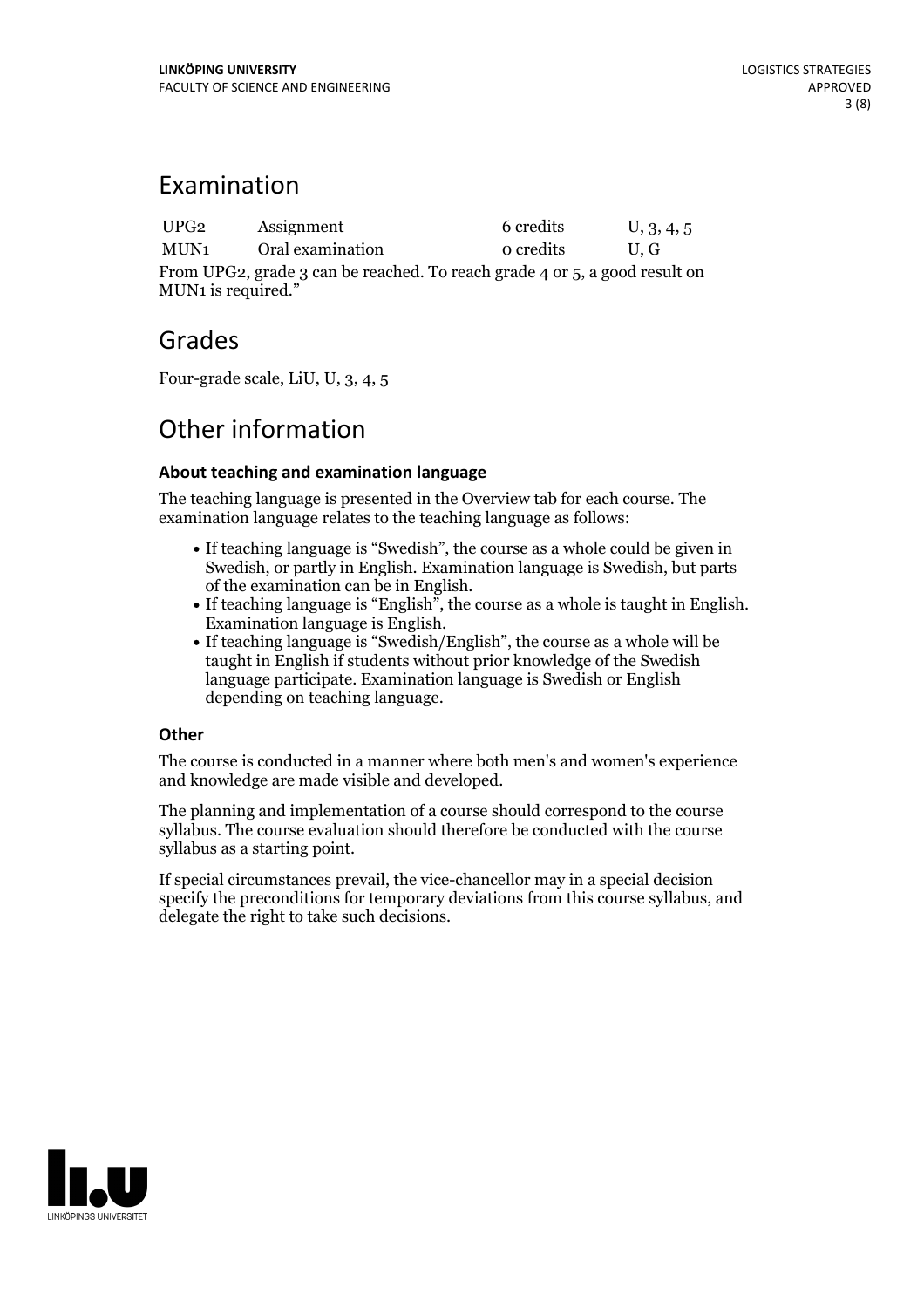## Examination

| UPG2 | Assignment | 6 credits | U, 3, 4, 5 |
|---|---|---|---|
| MUN1 | Oral examination | 0 credits | U, G |

From UPG2, grade 3 can be reached. To reach grade 4 or 5, a good result on MUN1 is required."

## Grades

Four-grade scale, LiU, U, 3, 4, 5

## Other information

### About teaching and examination language

The teaching language is presented in the Overview tab for each course. The examination language relates to the teaching language as follows:

- If teaching language is "Swedish", the course as a whole could be given in Swedish, or partly in English. Examination language is Swedish, but parts of the examination can be in English.
- If teaching language is "English", the course as a whole is taught in English. Examination language is English.
- If teaching language is "Swedish/English", the course as a whole will be taught in English if students without prior knowledge of the Swedish language participate. Examination language is Swedish or English depending on teaching language.

### Other

The course is conducted in a manner where both men's and women's experience and knowledge are made visible and developed.

The planning and implementation of a course should correspond to the course syllabus. The course evaluation should therefore be conducted with the course syllabus as a starting point.

If special circumstances prevail, the vice-chancellor may in a special decision specify the preconditions for temporary deviations from this course syllabus, and delegate the right to take such decisions.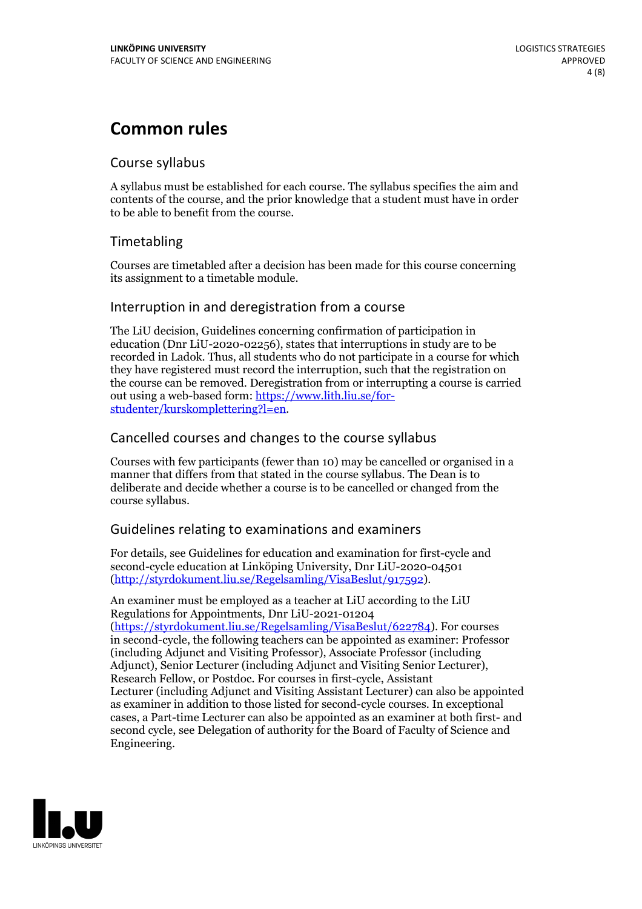# Common rules

## Course syllabus

A syllabus must be established for each course. The syllabus specifies the aim and contents of the course, and the prior knowledge that a student must have in order to be able to benefit from the course.

## Timetabling

Courses are timetabled after a decision has been made for this course concerning its assignment to a timetable module.

## Interruption in and deregistration from a course

The LiU decision, Guidelines concerning confirmation of participation in education (Dnr LiU-2020-02256), states that interruptions in study are to be recorded in Ladok. Thus, all students who do not participate in a course for which they have registered must record the interruption, such that the registration on the course can be removed. Deregistration from or interrupting a course is carried out using a web-based form: [https://www.lith.liu.se/for-studenter/kurskomplettering?l=en](https://www.lith.liu.se/for-studenter/kurskomplettering?l=en).

## Cancelled courses and changes to the course syllabus

Courses with few participants (fewer than 10) may be cancelled or organised in a manner that differs from that stated in the course syllabus. The Dean is to deliberate and decide whether a course is to be cancelled or changed from the course syllabus.

## Guidelines relating to examinations and examiners

For details, see Guidelines for education and examination for first-cycle and second-cycle education at Linköping University, Dnr LiU-2020-04501 ([http://styrdokument.liu.se/Regelsamling/VisaBeslut/917592](http://styrdokument.liu.se/Regelsamling/VisaBeslut/917592)).

An examiner must be employed as a teacher at LiU according to the LiU Regulations for Appointments, Dnr LiU-2021-01204 ([https://styrdokument.liu.se/Regelsamling/VisaBeslut/622784](https://styrdokument.liu.se/Regelsamling/VisaBeslut/622784)). For courses in second-cycle, the following teachers can be appointed as examiner: Professor (including Adjunct and Visiting Professor), Associate Professor (including Adjunct), Senior Lecturer (including Adjunct and Visiting Senior Lecturer), Research Fellow, or Postdoc. For courses in first-cycle, Assistant Lecturer (including Adjunct and Visiting Assistant Lecturer) can also be appointed as examiner in addition to those listed for second-cycle courses. In exceptional cases, a Part-time Lecturer can also be appointed as an examiner at both first- and second cycle, see Delegation of authority for the Board of Faculty of Science and Engineering.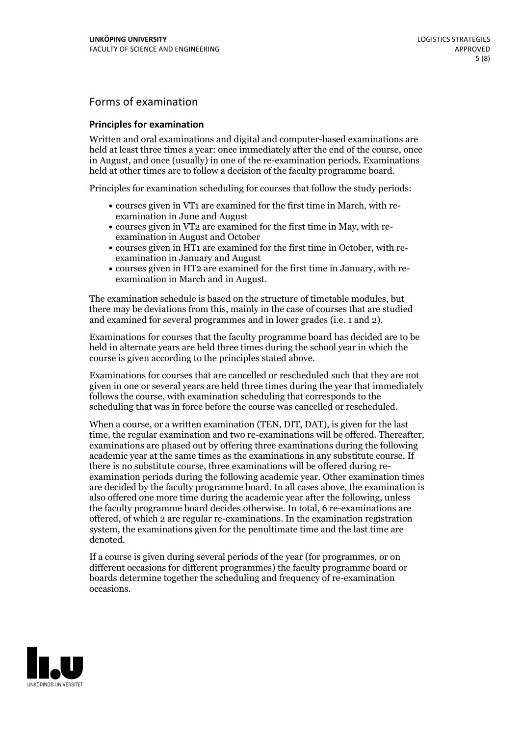## Forms of examination

### Principles for examination

Written and oral examinations and digital and computer-based examinations are held at least three times a year: once immediately after the end of the course, once in August, and once (usually) in one of the re-examination periods. Examinations held at other times are to follow a decision of the faculty programme board.

Principles for examination scheduling for courses that follow the study periods:

- courses given in VT1 are examined for the first time in March, with re-examination in June and August
- courses given in VT2 are examined for the first time in May, with re-examination in August and October
- courses given in HT1 are examined for the first time in October, with re-examination in January and August
- courses given in HT2 are examined for the first time in January, with re-examination in March and in August.

The examination schedule is based on the structure of timetable modules, but there may be deviations from this, mainly in the case of courses that are studied and examined for several programmes and in lower grades (i.e. 1 and 2).

Examinations for courses that the faculty programme board has decided are to be held in alternate years are held three times during the school year in which the course is given according to the principles stated above.

Examinations for courses that are cancelled or rescheduled such that they are not given in one or several years are held three times during the year that immediately follows the course, with examination scheduling that corresponds to the scheduling that was in force before the course was cancelled or rescheduled.

When a course, or a written examination (TEN, DIT, DAT), is given for the last time, the regular examination and two re-examinations will be offered. Thereafter, examinations are phased out by offering three examinations during the following academic year at the same times as the examinations in any substitute course. If there is no substitute course, three examinations will be offered during re-examination periods during the following academic year. Other examination times are decided by the faculty programme board. In all cases above, the examination is also offered one more time during the academic year after the following, unless the faculty programme board decides otherwise. In total, 6 re-examinations are offered, of which 2 are regular re-examinations. In the examination registration system, the examinations given for the penultimate time and the last time are denoted.

If a course is given during several periods of the year (for programmes, or on different occasions for different programmes) the faculty programme board or boards determine together the scheduling and frequency of re-examination occasions.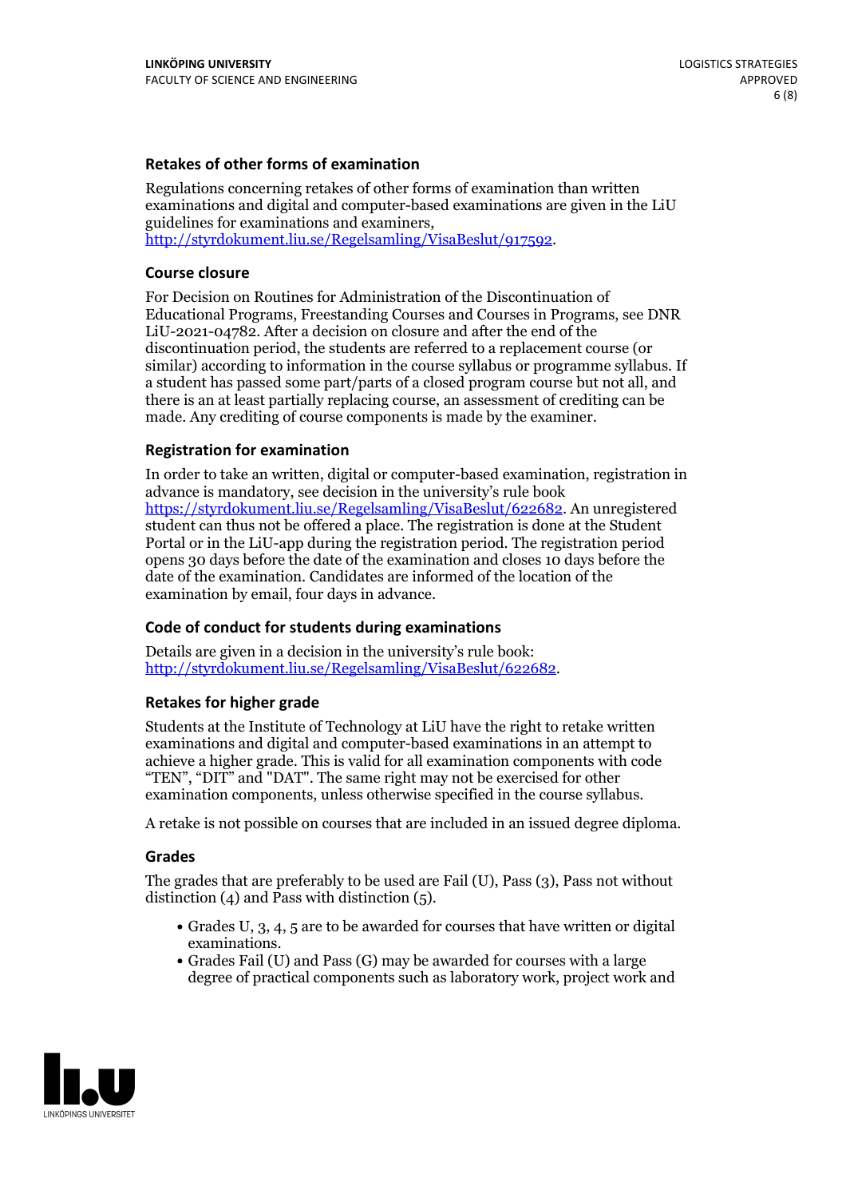### Retakes of other forms of examination

Regulations concerning retakes of other forms of examination than written examinations and digital and computer-based examinations are given in the LiU guidelines for examinations and examiners, http://styrdokument.liu.se/Regelsamling/VisaBeslut/917592.

### Course closure

For Decision on Routines for Administration of the Discontinuation of Educational Programs, Freestanding Courses and Courses in Programs, see DNR LiU-2021-04782. After a decision on closure and after the end of the discontinuation period, the students are referred to a replacement course (or similar) according to information in the course syllabus or programme syllabus. If a student has passed some part/parts of a closed program course but not all, and there is an at least partially replacing course, an assessment of crediting can be made. Any crediting of course components is made by the examiner.

### Registration for examination

In order to take an written, digital or computer-based examination, registration in advance is mandatory, see decision in the university's rule book https://styrdokument.liu.se/Regelsamling/VisaBeslut/622682. An unregistered student can thus not be offered a place. The registration is done at the Student Portal or in the LiU-app during the registration period. The registration period opens 30 days before the date of the examination and closes 10 days before the date of the examination. Candidates are informed of the location of the examination by email, four days in advance.

### Code of conduct for students during examinations

Details are given in a decision in the university's rule book: http://styrdokument.liu.se/Regelsamling/VisaBeslut/622682.

### Retakes for higher grade

Students at the Institute of Technology at LiU have the right to retake written examinations and digital and computer-based examinations in an attempt to achieve a higher grade. This is valid for all examination components with code "TEN", "DIT" and "DAT". The same right may not be exercised for other examination components, unless otherwise specified in the course syllabus.

A retake is not possible on courses that are included in an issued degree diploma.

### Grades

The grades that are preferably to be used are Fail (U), Pass (3), Pass not without distinction (4) and Pass with distinction (5).

- Grades U, 3, 4, 5 are to be awarded for courses that have written or digital examinations.
- Grades Fail (U) and Pass (G) may be awarded for courses with a large degree of practical components such as laboratory work, project work and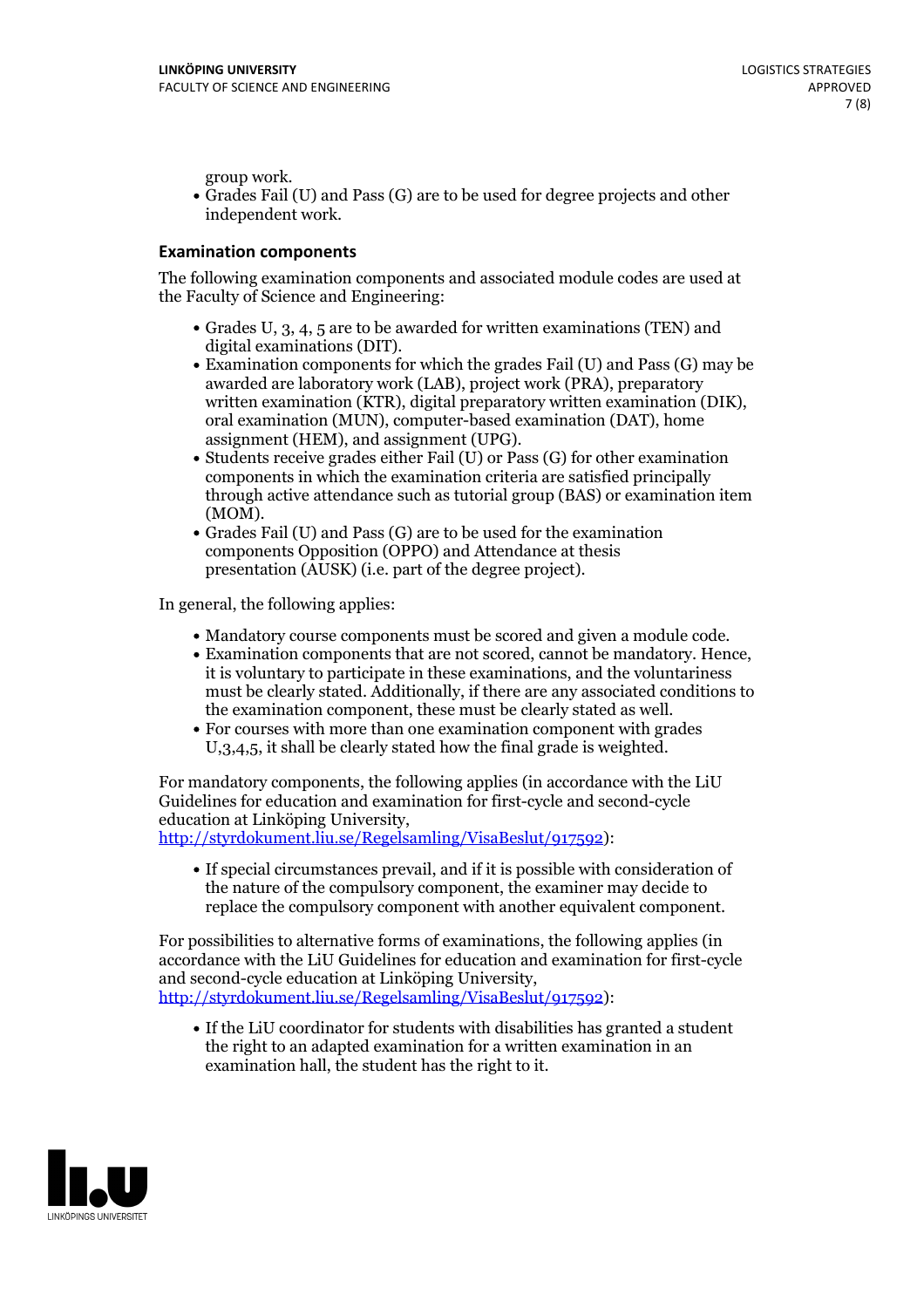group work.

- Grades Fail (U) and Pass (G) are to be used for degree projects and other independent work.

## Examination components

The following examination components and associated module codes are used at the Faculty of Science and Engineering:

- Grades U, 3, 4, 5 are to be awarded for written examinations (TEN) and digital examinations (DIT).
- Examination components for which the grades Fail (U) and Pass (G) may be awarded are laboratory work (LAB), project work (PRA), preparatory written examination (KTR), digital preparatory written examination (DIK), oral examination (MUN), computer-based examination (DAT), home assignment (HEM), and assignment (UPG).
- Students receive grades either Fail (U) or Pass (G) for other examination components in which the examination criteria are satisfied principally through active attendance such as tutorial group (BAS) or examination item (MOM).
- Grades Fail (U) and Pass (G) are to be used for the examination components Opposition (OPPO) and Attendance at thesis presentation (AUSK) (i.e. part of the degree project).

In general, the following applies:

- Mandatory course components must be scored and given a module code.
- Examination components that are not scored, cannot be mandatory. Hence, it is voluntary to participate in these examinations, and the voluntariness must be clearly stated. Additionally, if there are any associated conditions to the examination component, these must be clearly stated as well.
- For courses with more than one examination component with grades U,3,4,5, it shall be clearly stated how the final grade is weighted.

For mandatory components, the following applies (in accordance with the LiU Guidelines for education and examination for first-cycle and second-cycle education at Linköping University, http://styrdokument.liu.se/Regelsamling/VisaBeslut/917592):

- If special circumstances prevail, and if it is possible with consideration of the nature of the compulsory component, the examiner may decide to replace the compulsory component with another equivalent component.

For possibilities to alternative forms of examinations, the following applies (in accordance with the LiU Guidelines for education and examination for first-cycle and second-cycle education at Linköping University, http://styrdokument.liu.se/Regelsamling/VisaBeslut/917592):

- If the LiU coordinator for students with disabilities has granted a student the right to an adapted examination for a written examination in an examination hall, the student has the right to it.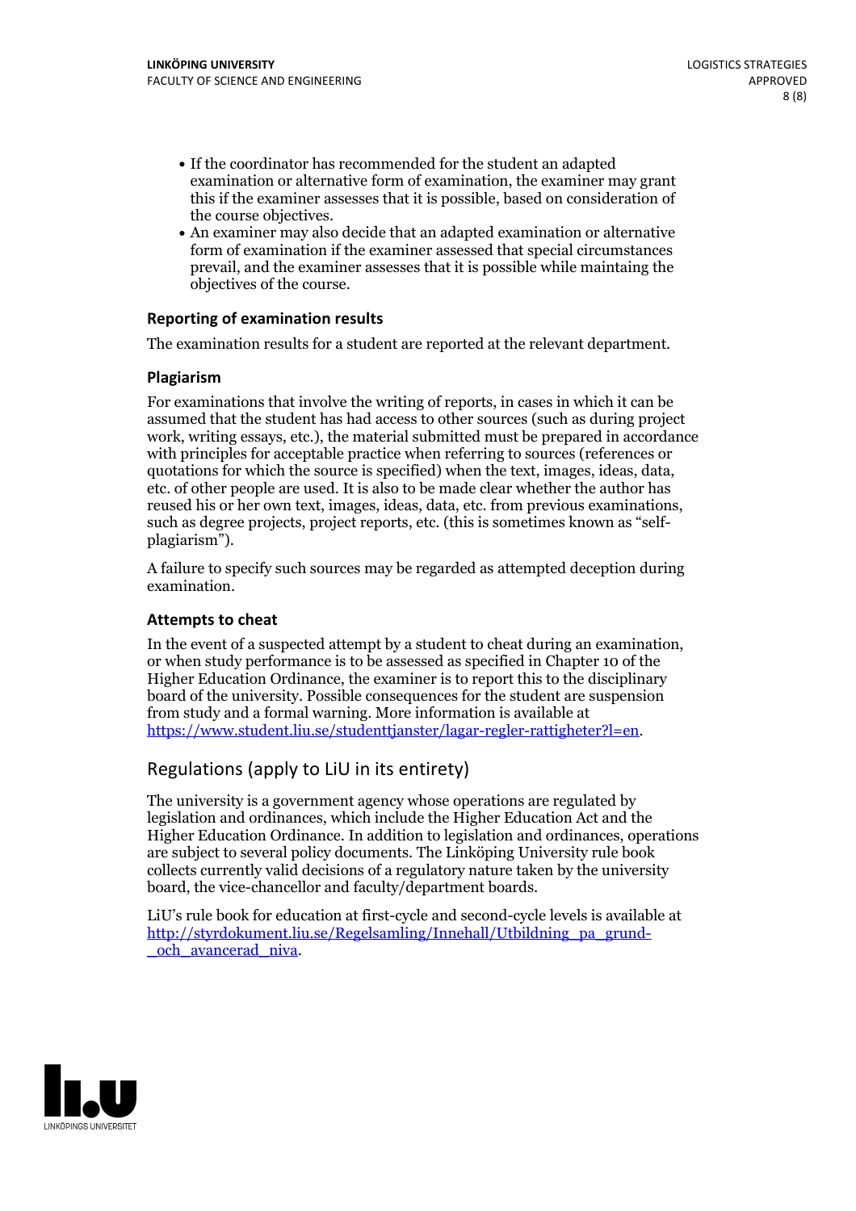- If the coordinator has recommended for the student an adapted examination or alternative form of examination, the examiner may grant this if the examiner assesses that it is possible, based on consideration of the course objectives.
- An examiner may also decide that an adapted examination or alternative form of examination if the examiner assessed that special circumstances prevail, and the examiner assesses that it is possible while maintaing the objectives of the course.

### Reporting of examination results

The examination results for a student are reported at the relevant department.

### Plagiarism

For examinations that involve the writing of reports, in cases in which it can be assumed that the student has had access to other sources (such as during project work, writing essays, etc.), the material submitted must be prepared in accordance with principles for acceptable practice when referring to sources (references or quotations for which the source is specified) when the text, images, ideas, data, etc. of other people are used. It is also to be made clear whether the author has reused his or her own text, images, ideas, data, etc. from previous examinations, such as degree projects, project reports, etc. (this is sometimes known as "self-plagiarism").

A failure to specify such sources may be regarded as attempted deception during examination.

### Attempts to cheat

In the event of a suspected attempt by a student to cheat during an examination, or when study performance is to be assessed as specified in Chapter 10 of the Higher Education Ordinance, the examiner is to report this to the disciplinary board of the university. Possible consequences for the student are suspension from study and a formal warning. More information is available at https://www.student.liu.se/studenttjanster/lagar-regler-rattigheter?l=en.

## Regulations (apply to LiU in its entirety)

The university is a government agency whose operations are regulated by legislation and ordinances, which include the Higher Education Act and the Higher Education Ordinance. In addition to legislation and ordinances, operations are subject to several policy documents. The Linköping University rule book collects currently valid decisions of a regulatory nature taken by the university board, the vice-chancellor and faculty/department boards.

LiU's rule book for education at first-cycle and second-cycle levels is available at http://styrdokument.liu.se/Regelsamling/Innehall/Utbildning_pa_grund-_och_avancerad_niva.